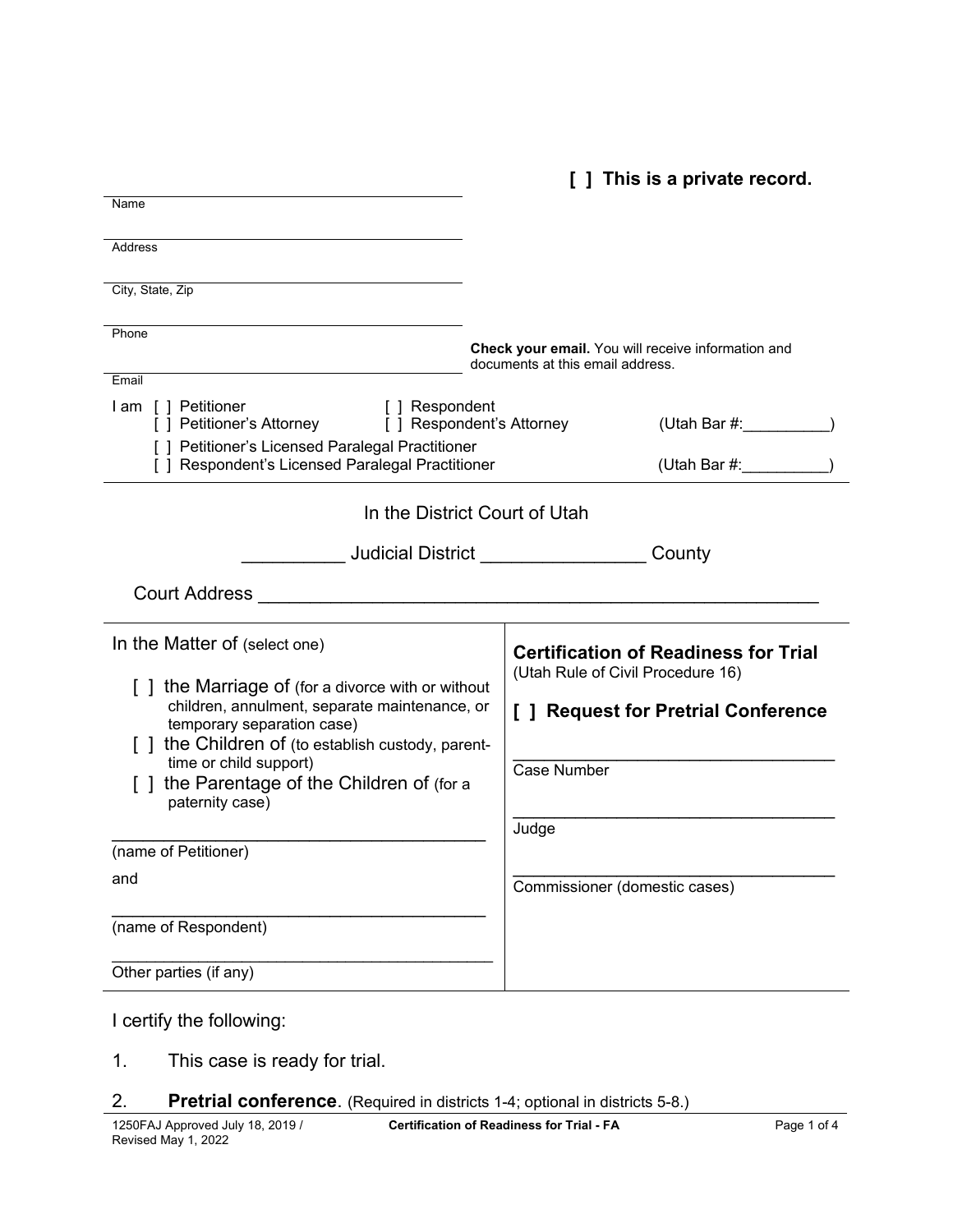**[ ] This is a private record.**

_______________________________________
Name

_______________________________________
Address

_______________________________________
City, State, Zip

_______________________________________
Phone

_______________________________________
Email

**Check your email.** You will receive information and documents at this email address.

I am [ ] Petitioner [ ] Respondent
[ ] Petitioner's Attorney [ ] Respondent's Attorney (Utah Bar #:__________)
[ ] Petitioner's Licensed Paralegal Practitioner
[ ] Respondent's Licensed Paralegal Practitioner (Utah Bar #:__________)

In the District Court of Utah

__________ Judicial District ________________ County

Court Address ________________________________________________________

In the Matter of (select one)

[ ] the Marriage of (for a divorce with or without children, annulment, separate maintenance, or temporary separation case)
[ ] the Children of (to establish custody, parent-time or child support)
[ ] the Parentage of the Children of (for a paternity case)

_______________________________________
(name of Petitioner)

and

_______________________________________
(name of Respondent)

_______________________________________
Other parties (if any)

**Certification of Readiness for Trial**
(Utah Rule of Civil Procedure 16)

**[ ] Request for Pretrial Conference**

_______________________________________
Case Number

_______________________________________
Judge

_______________________________________
Commissioner (domestic cases)

I certify the following:

1. This case is ready for trial.

2. **Pretrial conference**. (Required in districts 1-4; optional in districts 5-8.)

1250FAJ Approved July 18, 2019 / Revised May 1, 2022 — Certification of Readiness for Trial - FA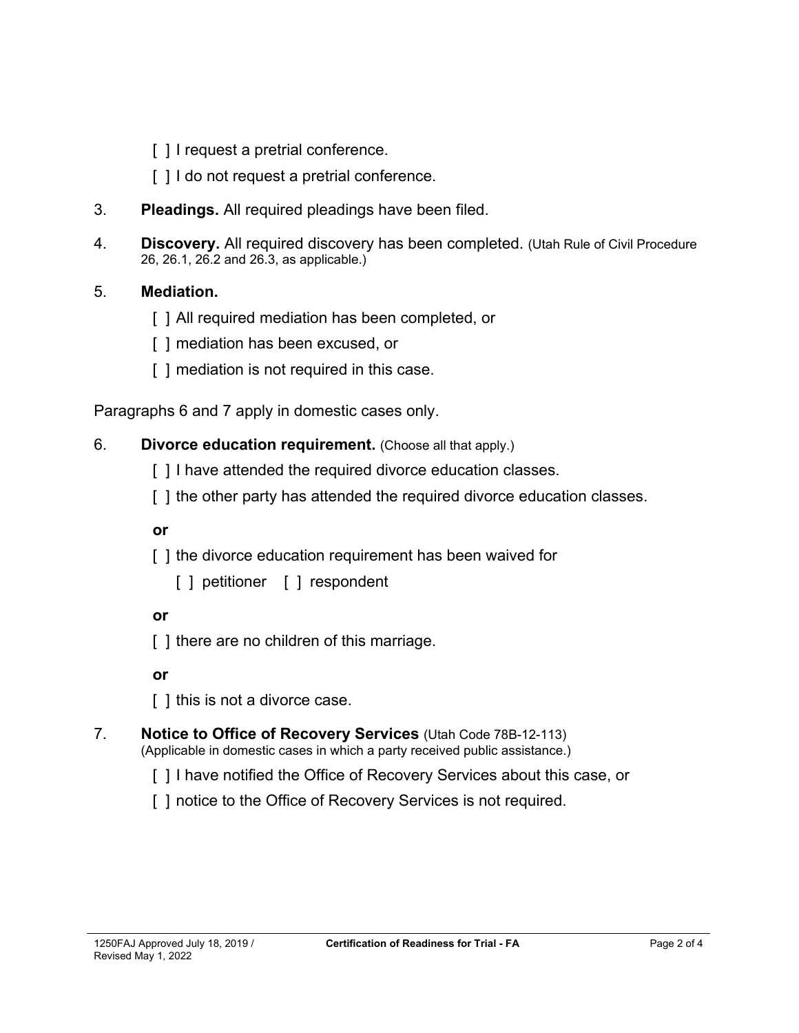[ ] I request a pretrial conference.

[ ] I do not request a pretrial conference.

3. **Pleadings.** All required pleadings have been filed.

4. **Discovery.** All required discovery has been completed. (Utah Rule of Civil Procedure 26, 26.1, 26.2 and 26.3, as applicable.)

5. **Mediation.**

   [ ] All required mediation has been completed, or

   [ ] mediation has been excused, or

   [ ] mediation is not required in this case.

Paragraphs 6 and 7 apply in domestic cases only.

6. **Divorce education requirement.** (Choose all that apply.)

   [ ] I have attended the required divorce education classes.

   [ ] the other party has attended the required divorce education classes.

   **or**

   [ ] the divorce education requirement has been waived for

   [ ] petitioner [ ] respondent

   **or**

   [ ] there are no children of this marriage.

   **or**

   [ ] this is not a divorce case.

7. **Notice to Office of Recovery Services** (Utah Code 78B-12-113)
   (Applicable in domestic cases in which a party received public assistance.)

   [ ] I have notified the Office of Recovery Services about this case, or

   [ ] notice to the Office of Recovery Services is not required.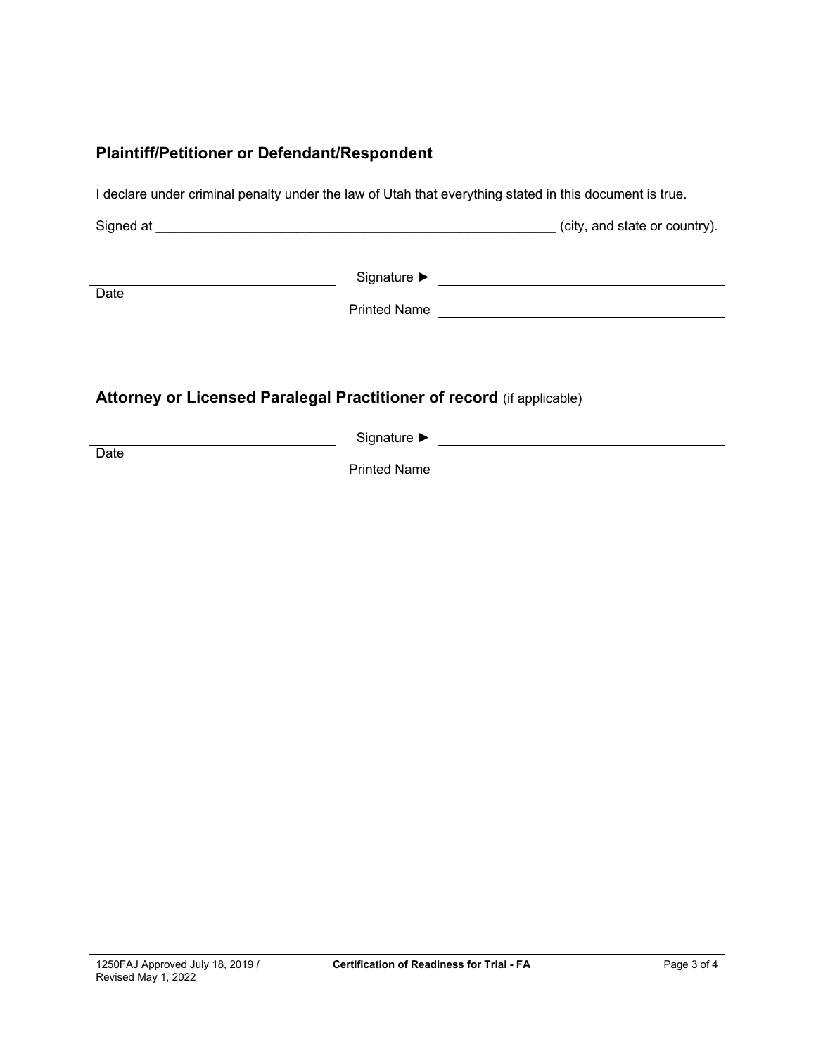## Plaintiff/Petitioner or Defendant/Respondent

I declare under criminal penalty under the law of Utah that everything stated in this document is true.

Signed at ______________________________________________________ (city, and state or country).

| | |
|---|---|
| ______________________________ | Signature ► ______________________________ |
| Date | Printed Name ______________________________ |

## Attorney or Licensed Paralegal Practitioner of record (if applicable)

| | |
|---|---|
| ______________________________ | Signature ► ______________________________ |
| Date | Printed Name ______________________________ |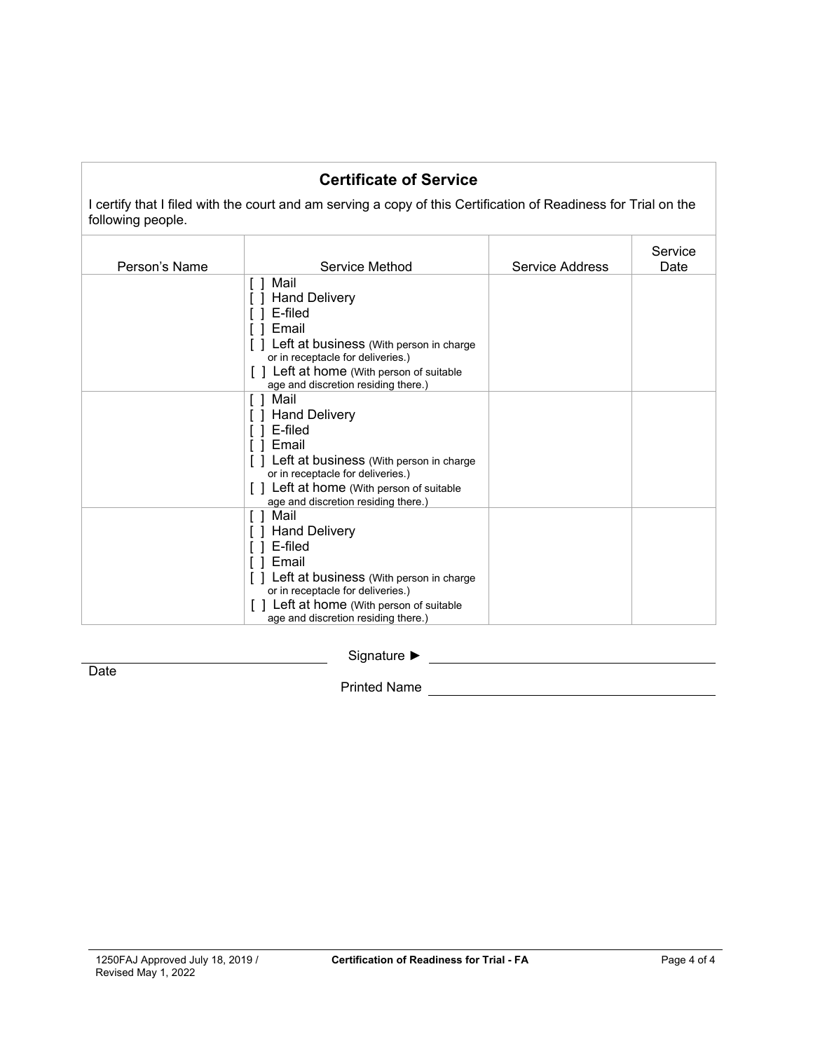## Certificate of Service

I certify that I filed with the court and am serving a copy of this Certification of Readiness for Trial on the following people.

| Person's Name | Service Method | Service Address | Service Date |
|---|---|---|---|
| | [ ] Mail<br>[ ] Hand Delivery<br>[ ] E-filed<br>[ ] Email<br>[ ] Left at business (With person in charge or in receptacle for deliveries.)<br>[ ] Left at home (With person of suitable age and discretion residing there.) | | |
| | [ ] Mail<br>[ ] Hand Delivery<br>[ ] E-filed<br>[ ] Email<br>[ ] Left at business (With person in charge or in receptacle for deliveries.)<br>[ ] Left at home (With person of suitable age and discretion residing there.) | | |
| | [ ] Mail<br>[ ] Hand Delivery<br>[ ] E-filed<br>[ ] Email<br>[ ] Left at business (With person in charge or in receptacle for deliveries.)<br>[ ] Left at home (With person of suitable age and discretion residing there.) | | |

\_\_\_\_\_\_\_\_\_\_\_\_\_\_\_\_\_\_\_\_\_\_\_\_\_\_\_\_\_\_ Signature ► \_\_\_\_\_\_\_\_\_\_\_\_\_\_\_\_\_\_\_\_\_\_\_\_\_\_\_\_\_\_

Date

Printed Name \_\_\_\_\_\_\_\_\_\_\_\_\_\_\_\_\_\_\_\_\_\_\_\_\_\_\_\_\_\_

1250FAJ Approved July 18, 2019 / Revised May 1, 2022 — **Certification of Readiness for Trial - FA**